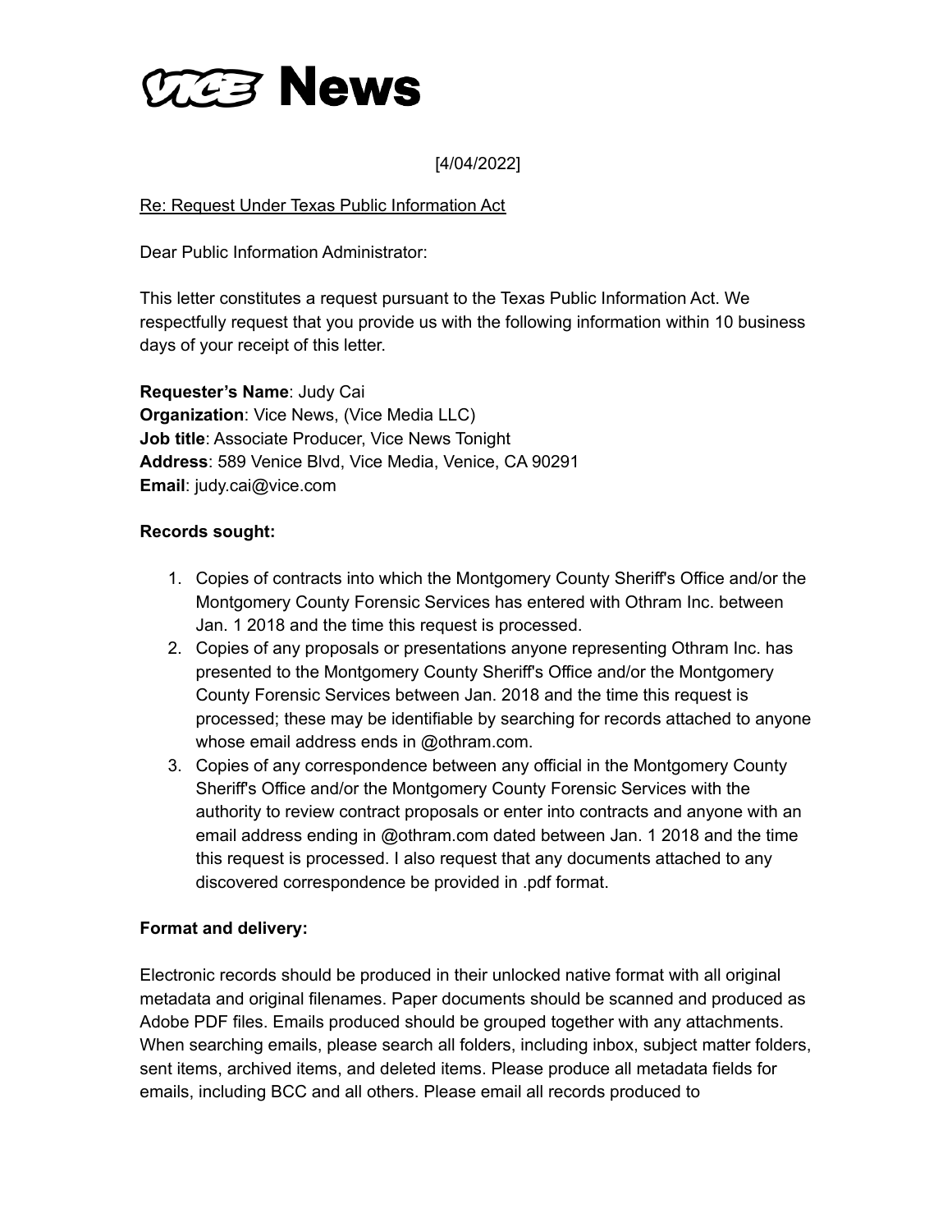# VICE News

[4/04/2022]

Re: Request Under Texas Public Information Act

Dear Public Information Administrator:

This letter constitutes a request pursuant to the Texas Public Information Act. We respectfully request that you provide us with the following information within 10 business days of your receipt of this letter.

**Requester's Name**: Judy Cai
**Organization**: Vice News, (Vice Media LLC)
**Job title**: Associate Producer, Vice News Tonight
**Address**: 589 Venice Blvd, Vice Media, Venice, CA 90291
**Email**: judy.cai@vice.com

**Records sought:**

1. Copies of contracts into which the Montgomery County Sheriff's Office and/or the Montgomery County Forensic Services has entered with Othram Inc. between Jan. 1 2018 and the time this request is processed.
2. Copies of any proposals or presentations anyone representing Othram Inc. has presented to the Montgomery County Sheriff's Office and/or the Montgomery County Forensic Services between Jan. 2018 and the time this request is processed; these may be identifiable by searching for records attached to anyone whose email address ends in @othram.com.
3. Copies of any correspondence between any official in the Montgomery County Sheriff's Office and/or the Montgomery County Forensic Services with the authority to review contract proposals or enter into contracts and anyone with an email address ending in @othram.com dated between Jan. 1 2018 and the time this request is processed. I also request that any documents attached to any discovered correspondence be provided in .pdf format.

**Format and delivery:**

Electronic records should be produced in their unlocked native format with all original metadata and original filenames. Paper documents should be scanned and produced as Adobe PDF files. Emails produced should be grouped together with any attachments. When searching emails, please search all folders, including inbox, subject matter folders, sent items, archived items, and deleted items. Please produce all metadata fields for emails, including BCC and all others. Please email all records produced to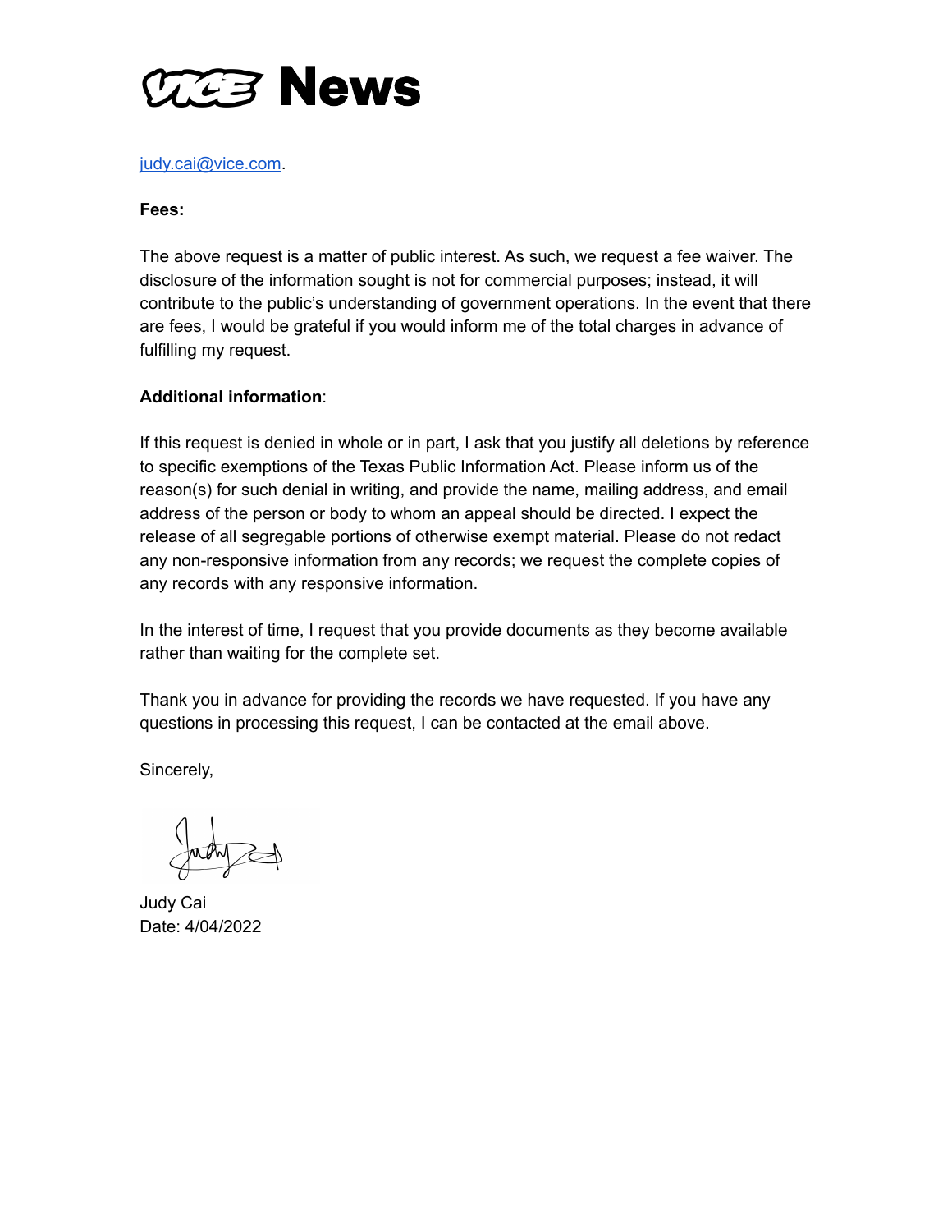# VICE News

judy.cai@vice.com.

**Fees:**

The above request is a matter of public interest. As such, we request a fee waiver. The disclosure of the information sought is not for commercial purposes; instead, it will contribute to the public's understanding of government operations. In the event that there are fees, I would be grateful if you would inform me of the total charges in advance of fulfilling my request.

**Additional information**:

If this request is denied in whole or in part, I ask that you justify all deletions by reference to specific exemptions of the Texas Public Information Act. Please inform us of the reason(s) for such denial in writing, and provide the name, mailing address, and email address of the person or body to whom an appeal should be directed. I expect the release of all segregable portions of otherwise exempt material. Please do not redact any non-responsive information from any records; we request the complete copies of any records with any responsive information.

In the interest of time, I request that you provide documents as they become available rather than waiting for the complete set.

Thank you in advance for providing the records we have requested. If you have any questions in processing this request, I can be contacted at the email above.

Sincerely,

Judy Cai
Date: 4/04/2022